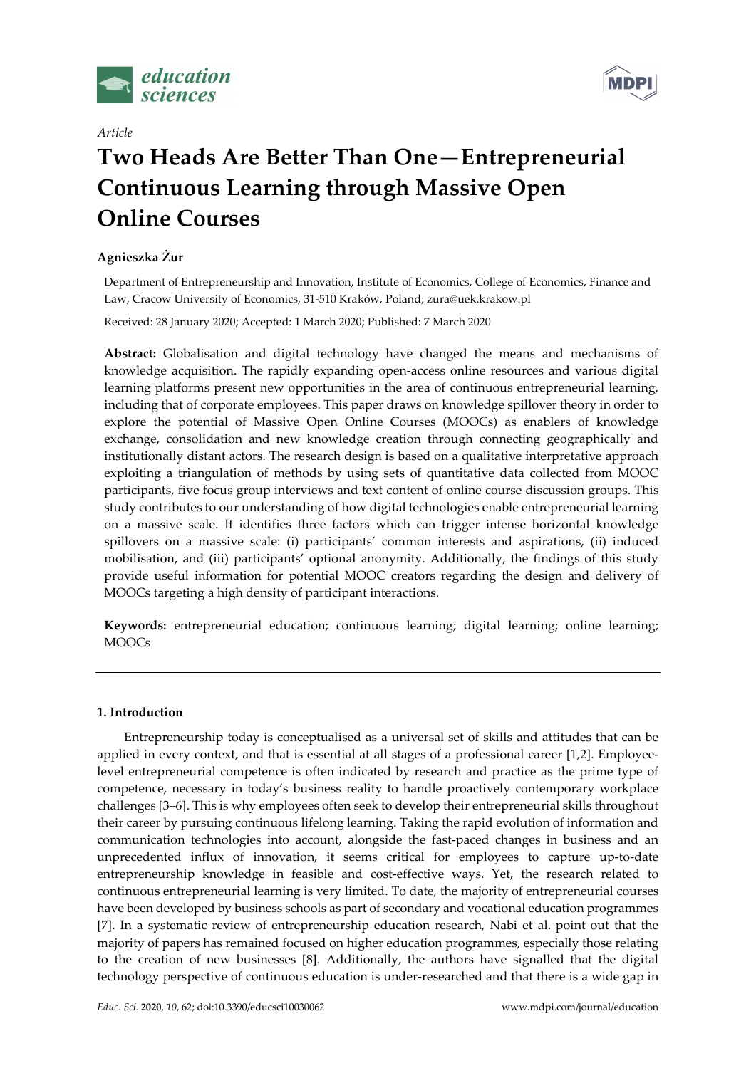*Article*

# Two Heads Are Better Than One—Entrepreneurial Continuous Learning through Massive Open Online Courses

**Agnieszka Żur**

Department of Entrepreneurship and Innovation, Institute of Economics, College of Economics, Finance and Law, Cracow University of Economics, 31-510 Kraków, Poland; zura@uek.krakow.pl

Received: 28 January 2020; Accepted: 1 March 2020; Published: 7 March 2020

**Abstract:** Globalisation and digital technology have changed the means and mechanisms of knowledge acquisition. The rapidly expanding open-access online resources and various digital learning platforms present new opportunities in the area of continuous entrepreneurial learning, including that of corporate employees. This paper draws on knowledge spillover theory in order to explore the potential of Massive Open Online Courses (MOOCs) as enablers of knowledge exchange, consolidation and new knowledge creation through connecting geographically and institutionally distant actors. The research design is based on a qualitative interpretative approach exploiting a triangulation of methods by using sets of quantitative data collected from MOOC participants, five focus group interviews and text content of online course discussion groups. This study contributes to our understanding of how digital technologies enable entrepreneurial learning on a massive scale. It identifies three factors which can trigger intense horizontal knowledge spillovers on a massive scale: (i) participants' common interests and aspirations, (ii) induced mobilisation, and (iii) participants' optional anonymity. Additionally, the findings of this study provide useful information for potential MOOC creators regarding the design and delivery of MOOCs targeting a high density of participant interactions.

**Keywords:** entrepreneurial education; continuous learning; digital learning; online learning; MOOCs

## 1. Introduction

Entrepreneurship today is conceptualised as a universal set of skills and attitudes that can be applied in every context, and that is essential at all stages of a professional career [1,2]. Employee-level entrepreneurial competence is often indicated by research and practice as the prime type of competence, necessary in today's business reality to handle proactively contemporary workplace challenges [3–6]. This is why employees often seek to develop their entrepreneurial skills throughout their career by pursuing continuous lifelong learning. Taking the rapid evolution of information and communication technologies into account, alongside the fast-paced changes in business and an unprecedented influx of innovation, it seems critical for employees to capture up-to-date entrepreneurship knowledge in feasible and cost-effective ways. Yet, the research related to continuous entrepreneurial learning is very limited. To date, the majority of entrepreneurial courses have been developed by business schools as part of secondary and vocational education programmes [7]. In a systematic review of entrepreneurship education research, Nabi et al. point out that the majority of papers has remained focused on higher education programmes, especially those relating to the creation of new businesses [8]. Additionally, the authors have signalled that the digital technology perspective of continuous education is under-researched and that there is a wide gap in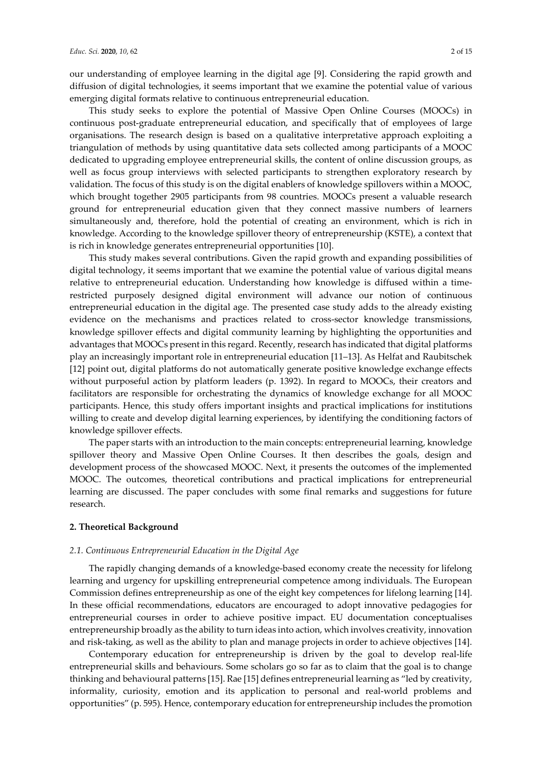our understanding of employee learning in the digital age [9]. Considering the rapid growth and diffusion of digital technologies, it seems important that we examine the potential value of various emerging digital formats relative to continuous entrepreneurial education.

This study seeks to explore the potential of Massive Open Online Courses (MOOCs) in continuous post-graduate entrepreneurial education, and specifically that of employees of large organisations. The research design is based on a qualitative interpretative approach exploiting a triangulation of methods by using quantitative data sets collected among participants of a MOOC dedicated to upgrading employee entrepreneurial skills, the content of online discussion groups, as well as focus group interviews with selected participants to strengthen exploratory research by validation. The focus of this study is on the digital enablers of knowledge spillovers within a MOOC, which brought together 2905 participants from 98 countries. MOOCs present a valuable research ground for entrepreneurial education given that they connect massive numbers of learners simultaneously and, therefore, hold the potential of creating an environment, which is rich in knowledge. According to the knowledge spillover theory of entrepreneurship (KSTE), a context that is rich in knowledge generates entrepreneurial opportunities [10].

This study makes several contributions. Given the rapid growth and expanding possibilities of digital technology, it seems important that we examine the potential value of various digital means relative to entrepreneurial education. Understanding how knowledge is diffused within a time-restricted purposely designed digital environment will advance our notion of continuous entrepreneurial education in the digital age. The presented case study adds to the already existing evidence on the mechanisms and practices related to cross-sector knowledge transmissions, knowledge spillover effects and digital community learning by highlighting the opportunities and advantages that MOOCs present in this regard. Recently, research has indicated that digital platforms play an increasingly important role in entrepreneurial education [11–13]. As Helfat and Raubitschek [12] point out, digital platforms do not automatically generate positive knowledge exchange effects without purposeful action by platform leaders (p. 1392). In regard to MOOCs, their creators and facilitators are responsible for orchestrating the dynamics of knowledge exchange for all MOOC participants. Hence, this study offers important insights and practical implications for institutions willing to create and develop digital learning experiences, by identifying the conditioning factors of knowledge spillover effects.

The paper starts with an introduction to the main concepts: entrepreneurial learning, knowledge spillover theory and Massive Open Online Courses. It then describes the goals, design and development process of the showcased MOOC. Next, it presents the outcomes of the implemented MOOC. The outcomes, theoretical contributions and practical implications for entrepreneurial learning are discussed. The paper concludes with some final remarks and suggestions for future research.

## 2. Theoretical Background

### *2.1. Continuous Entrepreneurial Education in the Digital Age*

The rapidly changing demands of a knowledge-based economy create the necessity for lifelong learning and urgency for upskilling entrepreneurial competence among individuals. The European Commission defines entrepreneurship as one of the eight key competences for lifelong learning [14]. In these official recommendations, educators are encouraged to adopt innovative pedagogies for entrepreneurial courses in order to achieve positive impact. EU documentation conceptualises entrepreneurship broadly as the ability to turn ideas into action, which involves creativity, innovation and risk-taking, as well as the ability to plan and manage projects in order to achieve objectives [14].

Contemporary education for entrepreneurship is driven by the goal to develop real-life entrepreneurial skills and behaviours. Some scholars go so far as to claim that the goal is to change thinking and behavioural patterns [15]. Rae [15] defines entrepreneurial learning as "led by creativity, informality, curiosity, emotion and its application to personal and real-world problems and opportunities" (p. 595). Hence, contemporary education for entrepreneurship includes the promotion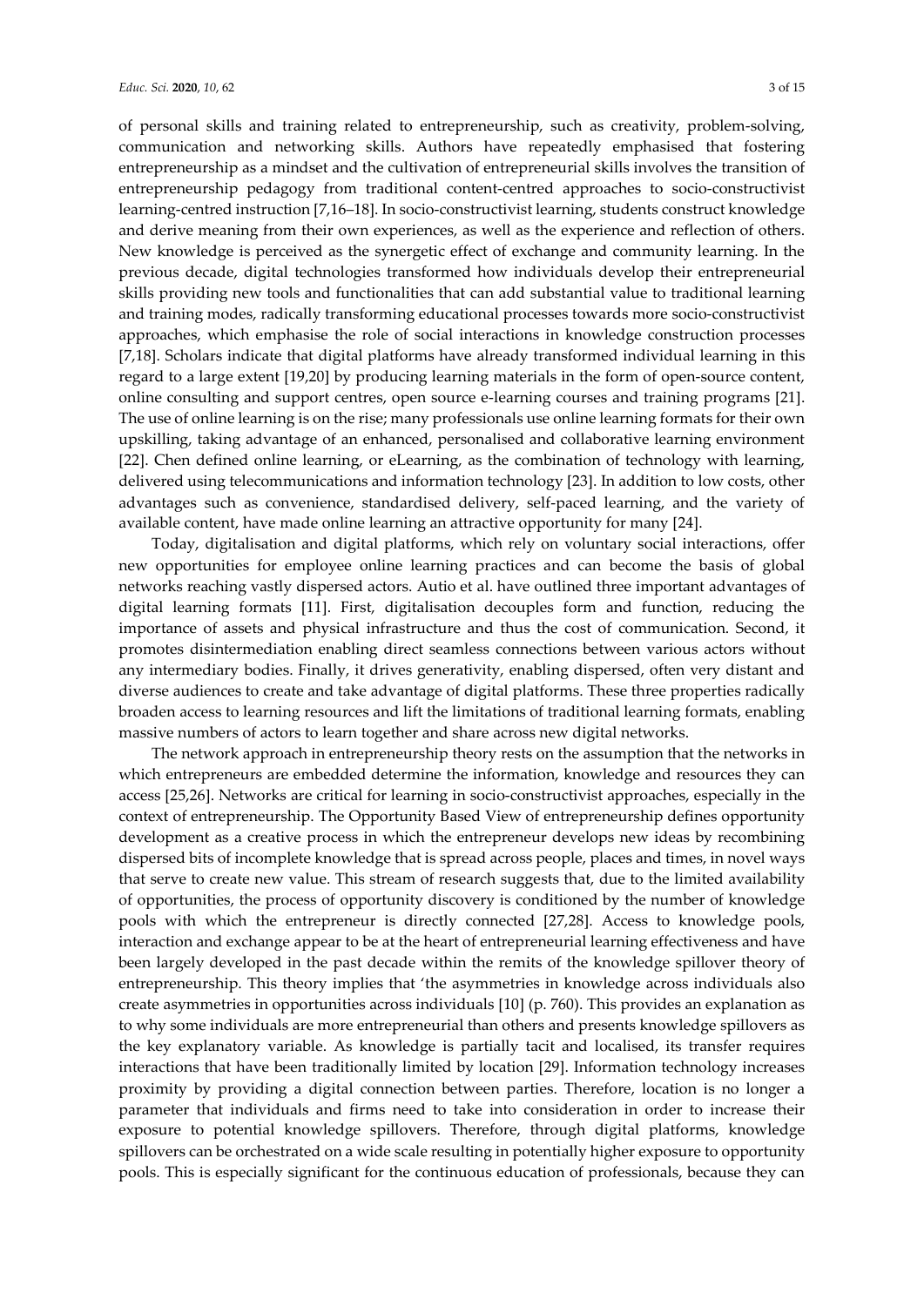of personal skills and training related to entrepreneurship, such as creativity, problem-solving, communication and networking skills. Authors have repeatedly emphasised that fostering entrepreneurship as a mindset and the cultivation of entrepreneurial skills involves the transition of entrepreneurship pedagogy from traditional content-centred approaches to socio-constructivist learning-centred instruction [7,16–18]. In socio-constructivist learning, students construct knowledge and derive meaning from their own experiences, as well as the experience and reflection of others. New knowledge is perceived as the synergetic effect of exchange and community learning. In the previous decade, digital technologies transformed how individuals develop their entrepreneurial skills providing new tools and functionalities that can add substantial value to traditional learning and training modes, radically transforming educational processes towards more socio-constructivist approaches, which emphasise the role of social interactions in knowledge construction processes [7,18]. Scholars indicate that digital platforms have already transformed individual learning in this regard to a large extent [19,20] by producing learning materials in the form of open-source content, online consulting and support centres, open source e-learning courses and training programs [21]. The use of online learning is on the rise; many professionals use online learning formats for their own upskilling, taking advantage of an enhanced, personalised and collaborative learning environment [22]. Chen defined online learning, or eLearning, as the combination of technology with learning, delivered using telecommunications and information technology [23]. In addition to low costs, other advantages such as convenience, standardised delivery, self-paced learning, and the variety of available content, have made online learning an attractive opportunity for many [24].

Today, digitalisation and digital platforms, which rely on voluntary social interactions, offer new opportunities for employee online learning practices and can become the basis of global networks reaching vastly dispersed actors. Autio et al. have outlined three important advantages of digital learning formats [11]. First, digitalisation decouples form and function, reducing the importance of assets and physical infrastructure and thus the cost of communication. Second, it promotes disintermediation enabling direct seamless connections between various actors without any intermediary bodies. Finally, it drives generativity, enabling dispersed, often very distant and diverse audiences to create and take advantage of digital platforms. These three properties radically broaden access to learning resources and lift the limitations of traditional learning formats, enabling massive numbers of actors to learn together and share across new digital networks.

The network approach in entrepreneurship theory rests on the assumption that the networks in which entrepreneurs are embedded determine the information, knowledge and resources they can access [25,26]. Networks are critical for learning in socio-constructivist approaches, especially in the context of entrepreneurship. The Opportunity Based View of entrepreneurship defines opportunity development as a creative process in which the entrepreneur develops new ideas by recombining dispersed bits of incomplete knowledge that is spread across people, places and times, in novel ways that serve to create new value. This stream of research suggests that, due to the limited availability of opportunities, the process of opportunity discovery is conditioned by the number of knowledge pools with which the entrepreneur is directly connected [27,28]. Access to knowledge pools, interaction and exchange appear to be at the heart of entrepreneurial learning effectiveness and have been largely developed in the past decade within the remits of the knowledge spillover theory of entrepreneurship. This theory implies that 'the asymmetries in knowledge across individuals also create asymmetries in opportunities across individuals [10] (p. 760). This provides an explanation as to why some individuals are more entrepreneurial than others and presents knowledge spillovers as the key explanatory variable. As knowledge is partially tacit and localised, its transfer requires interactions that have been traditionally limited by location [29]. Information technology increases proximity by providing a digital connection between parties. Therefore, location is no longer a parameter that individuals and firms need to take into consideration in order to increase their exposure to potential knowledge spillovers. Therefore, through digital platforms, knowledge spillovers can be orchestrated on a wide scale resulting in potentially higher exposure to opportunity pools. This is especially significant for the continuous education of professionals, because they can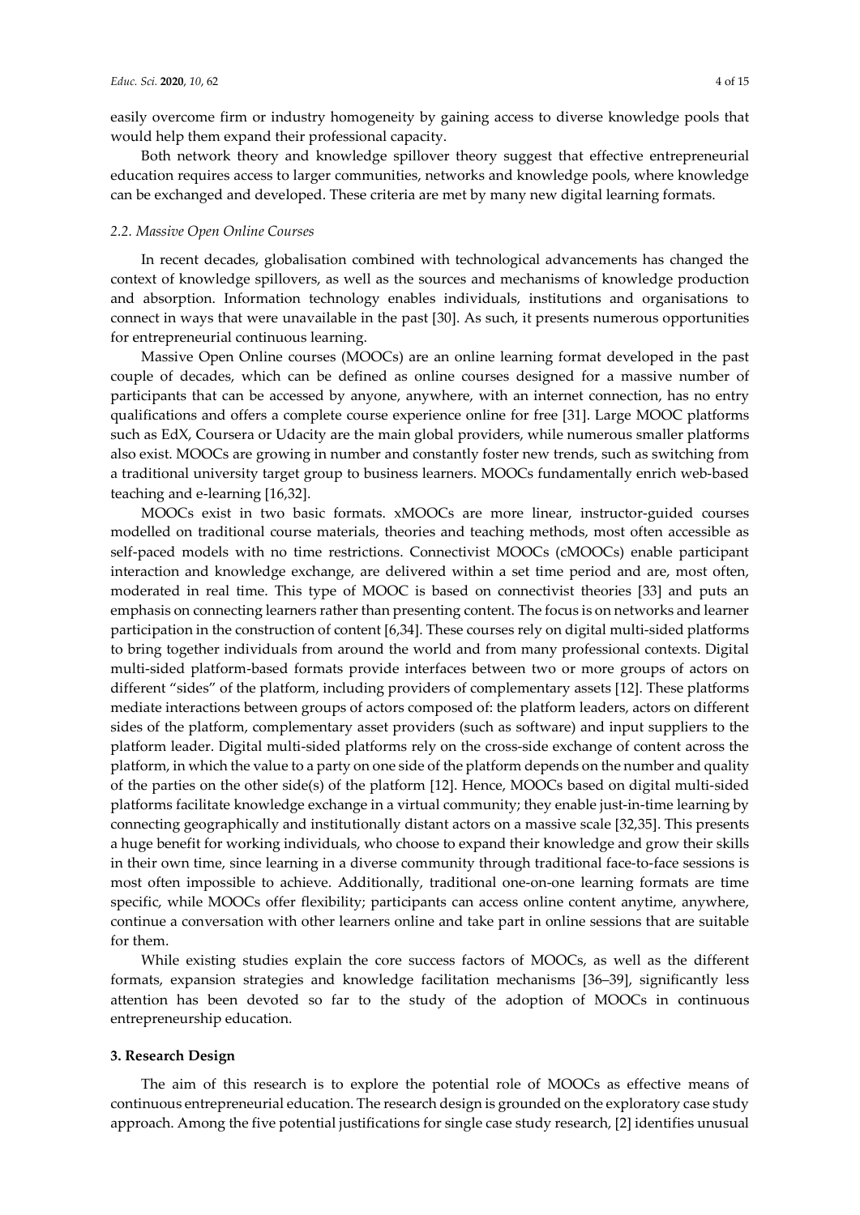easily overcome firm or industry homogeneity by gaining access to diverse knowledge pools that would help them expand their professional capacity.

Both network theory and knowledge spillover theory suggest that effective entrepreneurial education requires access to larger communities, networks and knowledge pools, where knowledge can be exchanged and developed. These criteria are met by many new digital learning formats.

### *2.2. Massive Open Online Courses*

In recent decades, globalisation combined with technological advancements has changed the context of knowledge spillovers, as well as the sources and mechanisms of knowledge production and absorption. Information technology enables individuals, institutions and organisations to connect in ways that were unavailable in the past [30]. As such, it presents numerous opportunities for entrepreneurial continuous learning.

Massive Open Online courses (MOOCs) are an online learning format developed in the past couple of decades, which can be defined as online courses designed for a massive number of participants that can be accessed by anyone, anywhere, with an internet connection, has no entry qualifications and offers a complete course experience online for free [31]. Large MOOC platforms such as EdX, Coursera or Udacity are the main global providers, while numerous smaller platforms also exist. MOOCs are growing in number and constantly foster new trends, such as switching from a traditional university target group to business learners. MOOCs fundamentally enrich web-based teaching and e-learning [16,32].

MOOCs exist in two basic formats. xMOOCs are more linear, instructor-guided courses modelled on traditional course materials, theories and teaching methods, most often accessible as self-paced models with no time restrictions. Connectivist MOOCs (cMOOCs) enable participant interaction and knowledge exchange, are delivered within a set time period and are, most often, moderated in real time. This type of MOOC is based on connectivist theories [33] and puts an emphasis on connecting learners rather than presenting content. The focus is on networks and learner participation in the construction of content [6,34]. These courses rely on digital multi-sided platforms to bring together individuals from around the world and from many professional contexts. Digital multi-sided platform-based formats provide interfaces between two or more groups of actors on different "sides" of the platform, including providers of complementary assets [12]. These platforms mediate interactions between groups of actors composed of: the platform leaders, actors on different sides of the platform, complementary asset providers (such as software) and input suppliers to the platform leader. Digital multi-sided platforms rely on the cross-side exchange of content across the platform, in which the value to a party on one side of the platform depends on the number and quality of the parties on the other side(s) of the platform [12]. Hence, MOOCs based on digital multi-sided platforms facilitate knowledge exchange in a virtual community; they enable just-in-time learning by connecting geographically and institutionally distant actors on a massive scale [32,35]. This presents a huge benefit for working individuals, who choose to expand their knowledge and grow their skills in their own time, since learning in a diverse community through traditional face-to-face sessions is most often impossible to achieve. Additionally, traditional one-on-one learning formats are time specific, while MOOCs offer flexibility; participants can access online content anytime, anywhere, continue a conversation with other learners online and take part in online sessions that are suitable for them.

While existing studies explain the core success factors of MOOCs, as well as the different formats, expansion strategies and knowledge facilitation mechanisms [36–39], significantly less attention has been devoted so far to the study of the adoption of MOOCs in continuous entrepreneurship education.

## **3. Research Design**

The aim of this research is to explore the potential role of MOOCs as effective means of continuous entrepreneurial education. The research design is grounded on the exploratory case study approach. Among the five potential justifications for single case study research, [2] identifies unusual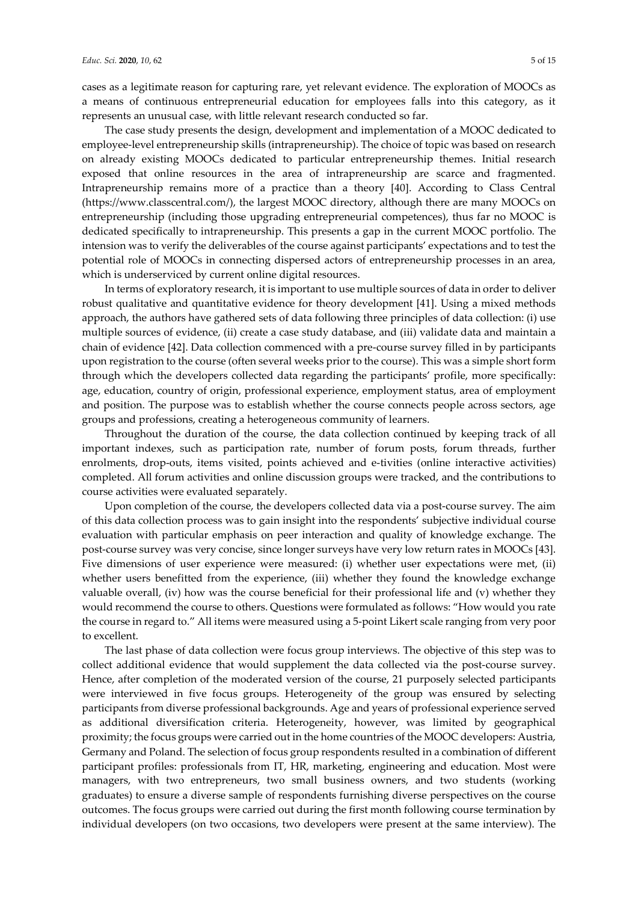cases as a legitimate reason for capturing rare, yet relevant evidence. The exploration of MOOCs as a means of continuous entrepreneurial education for employees falls into this category, as it represents an unusual case, with little relevant research conducted so far.

The case study presents the design, development and implementation of a MOOC dedicated to employee-level entrepreneurship skills (intrapreneurship). The choice of topic was based on research on already existing MOOCs dedicated to particular entrepreneurship themes. Initial research exposed that online resources in the area of intrapreneurship are scarce and fragmented. Intrapreneurship remains more of a practice than a theory [40]. According to Class Central (https://www.classcentral.com/), the largest MOOC directory, although there are many MOOCs on entrepreneurship (including those upgrading entrepreneurial competences), thus far no MOOC is dedicated specifically to intrapreneurship. This presents a gap in the current MOOC portfolio. The intension was to verify the deliverables of the course against participants' expectations and to test the potential role of MOOCs in connecting dispersed actors of entrepreneurship processes in an area, which is underserviced by current online digital resources.

In terms of exploratory research, it is important to use multiple sources of data in order to deliver robust qualitative and quantitative evidence for theory development [41]. Using a mixed methods approach, the authors have gathered sets of data following three principles of data collection: (i) use multiple sources of evidence, (ii) create a case study database, and (iii) validate data and maintain a chain of evidence [42]. Data collection commenced with a pre-course survey filled in by participants upon registration to the course (often several weeks prior to the course). This was a simple short form through which the developers collected data regarding the participants' profile, more specifically: age, education, country of origin, professional experience, employment status, area of employment and position. The purpose was to establish whether the course connects people across sectors, age groups and professions, creating a heterogeneous community of learners.

Throughout the duration of the course, the data collection continued by keeping track of all important indexes, such as participation rate, number of forum posts, forum threads, further enrolments, drop-outs, items visited, points achieved and e-tivities (online interactive activities) completed. All forum activities and online discussion groups were tracked, and the contributions to course activities were evaluated separately.

Upon completion of the course, the developers collected data via a post-course survey. The aim of this data collection process was to gain insight into the respondents' subjective individual course evaluation with particular emphasis on peer interaction and quality of knowledge exchange. The post-course survey was very concise, since longer surveys have very low return rates in MOOCs [43]. Five dimensions of user experience were measured: (i) whether user expectations were met, (ii) whether users benefitted from the experience, (iii) whether they found the knowledge exchange valuable overall, (iv) how was the course beneficial for their professional life and (v) whether they would recommend the course to others. Questions were formulated as follows: "How would you rate the course in regard to." All items were measured using a 5-point Likert scale ranging from very poor to excellent.

The last phase of data collection were focus group interviews. The objective of this step was to collect additional evidence that would supplement the data collected via the post-course survey. Hence, after completion of the moderated version of the course, 21 purposely selected participants were interviewed in five focus groups. Heterogeneity of the group was ensured by selecting participants from diverse professional backgrounds. Age and years of professional experience served as additional diversification criteria. Heterogeneity, however, was limited by geographical proximity; the focus groups were carried out in the home countries of the MOOC developers: Austria, Germany and Poland. The selection of focus group respondents resulted in a combination of different participant profiles: professionals from IT, HR, marketing, engineering and education. Most were managers, with two entrepreneurs, two small business owners, and two students (working graduates) to ensure a diverse sample of respondents furnishing diverse perspectives on the course outcomes. The focus groups were carried out during the first month following course termination by individual developers (on two occasions, two developers were present at the same interview). The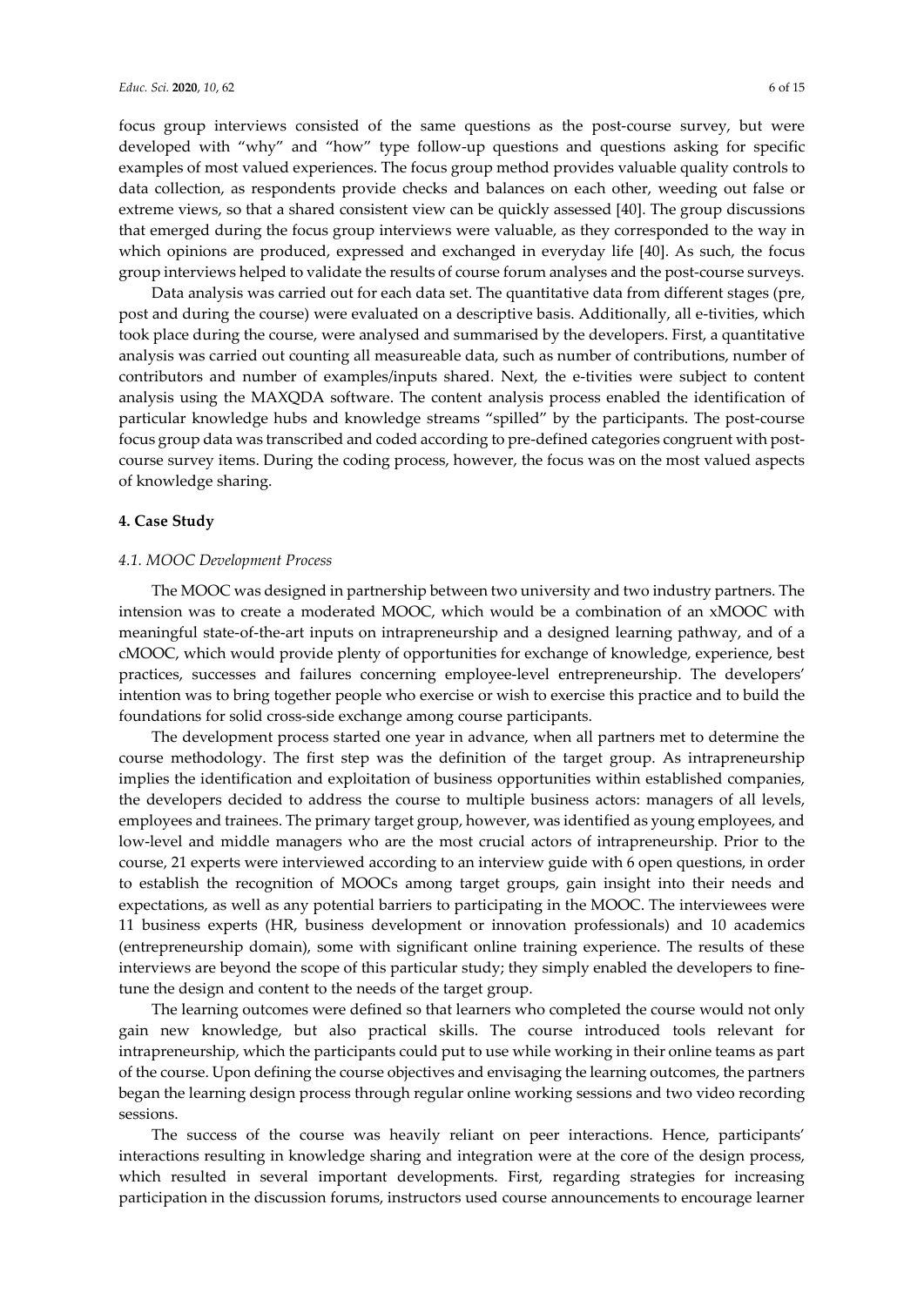focus group interviews consisted of the same questions as the post-course survey, but were developed with "why" and "how" type follow-up questions and questions asking for specific examples of most valued experiences. The focus group method provides valuable quality controls to data collection, as respondents provide checks and balances on each other, weeding out false or extreme views, so that a shared consistent view can be quickly assessed [40]. The group discussions that emerged during the focus group interviews were valuable, as they corresponded to the way in which opinions are produced, expressed and exchanged in everyday life [40]. As such, the focus group interviews helped to validate the results of course forum analyses and the post-course surveys.

Data analysis was carried out for each data set. The quantitative data from different stages (pre, post and during the course) were evaluated on a descriptive basis. Additionally, all e-tivities, which took place during the course, were analysed and summarised by the developers. First, a quantitative analysis was carried out counting all measureable data, such as number of contributions, number of contributors and number of examples/inputs shared. Next, the e-tivities were subject to content analysis using the MAXQDA software. The content analysis process enabled the identification of particular knowledge hubs and knowledge streams "spilled" by the participants. The post-course focus group data was transcribed and coded according to pre-defined categories congruent with post-course survey items. During the coding process, however, the focus was on the most valued aspects of knowledge sharing.

## 4. Case Study

### 4.1. MOOC Development Process

The MOOC was designed in partnership between two university and two industry partners. The intension was to create a moderated MOOC, which would be a combination of an xMOOC with meaningful state-of-the-art inputs on intrapreneurship and a designed learning pathway, and of a cMOOC, which would provide plenty of opportunities for exchange of knowledge, experience, best practices, successes and failures concerning employee-level entrepreneurship. The developers' intention was to bring together people who exercise or wish to exercise this practice and to build the foundations for solid cross-side exchange among course participants.

The development process started one year in advance, when all partners met to determine the course methodology. The first step was the definition of the target group. As intrapreneurship implies the identification and exploitation of business opportunities within established companies, the developers decided to address the course to multiple business actors: managers of all levels, employees and trainees. The primary target group, however, was identified as young employees, and low-level and middle managers who are the most crucial actors of intrapreneurship. Prior to the course, 21 experts were interviewed according to an interview guide with 6 open questions, in order to establish the recognition of MOOCs among target groups, gain insight into their needs and expectations, as well as any potential barriers to participating in the MOOC. The interviewees were 11 business experts (HR, business development or innovation professionals) and 10 academics (entrepreneurship domain), some with significant online training experience. The results of these interviews are beyond the scope of this particular study; they simply enabled the developers to fine-tune the design and content to the needs of the target group.

The learning outcomes were defined so that learners who completed the course would not only gain new knowledge, but also practical skills. The course introduced tools relevant for intrapreneurship, which the participants could put to use while working in their online teams as part of the course. Upon defining the course objectives and envisaging the learning outcomes, the partners began the learning design process through regular online working sessions and two video recording sessions.

The success of the course was heavily reliant on peer interactions. Hence, participants' interactions resulting in knowledge sharing and integration were at the core of the design process, which resulted in several important developments. First, regarding strategies for increasing participation in the discussion forums, instructors used course announcements to encourage learner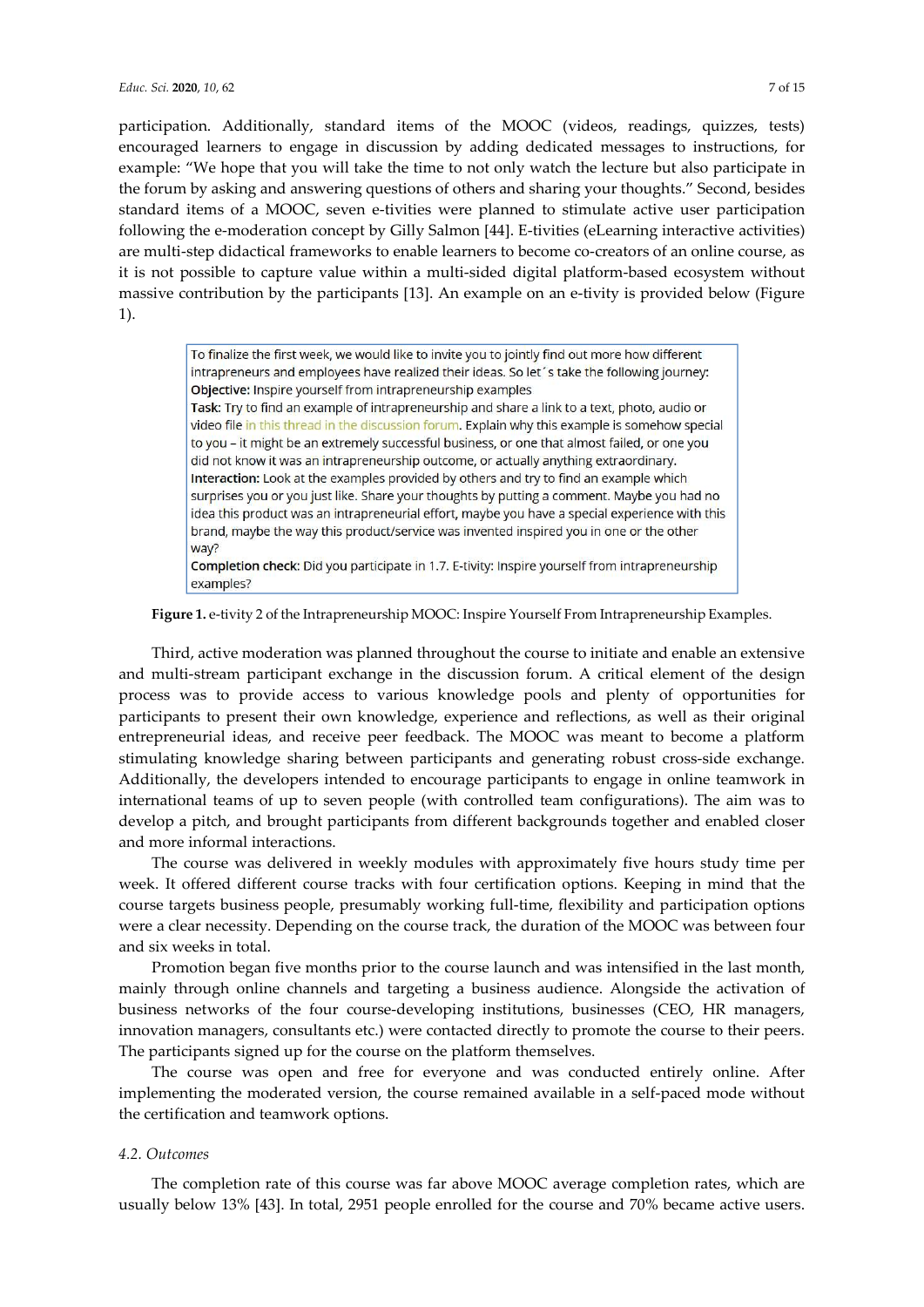participation. Additionally, standard items of the MOOC (videos, readings, quizzes, tests) encouraged learners to engage in discussion by adding dedicated messages to instructions, for example: "We hope that you will take the time to not only watch the lecture but also participate in the forum by asking and answering questions of others and sharing your thoughts." Second, besides standard items of a MOOC, seven e-tivities were planned to stimulate active user participation following the e-moderation concept by Gilly Salmon [44]. E-tivities (eLearning interactive activities) are multi-step didactical frameworks to enable learners to become co-creators of an online course, as it is not possible to capture value within a multi-sided digital platform-based ecosystem without massive contribution by the participants [13]. An example on an e-tivity is provided below (Figure 1).

> To finalize the first week, we would like to invite you to jointly find out more how different intrapreneurs and employees have realized their ideas. So let´s take the following journey:
> **Objective:** Inspire yourself from intrapreneurship examples
> **Task:** Try to find an example of intrapreneurship and share a link to a text, photo, audio or video file in this thread in the discussion forum. Explain why this example is somehow special to you – it might be an extremely successful business, or one that almost failed, or one you did not know it was an intrapreneurship outcome, or actually anything extraordinary.
> **Interaction:** Look at the examples provided by others and try to find an example which surprises you or you just like. Share your thoughts by putting a comment. Maybe you had no idea this product was an intrapreneurial effort, maybe you have a special experience with this brand, maybe the way this product/service was invented inspired you in one or the other way?
> **Completion check:** Did you participate in 1.7. E-tivity: Inspire yourself from intrapreneurship examples?

**Figure 1.** e-tivity 2 of the Intrapreneurship MOOC: Inspire Yourself From Intrapreneurship Examples.

Third, active moderation was planned throughout the course to initiate and enable an extensive and multi-stream participant exchange in the discussion forum. A critical element of the design process was to provide access to various knowledge pools and plenty of opportunities for participants to present their own knowledge, experience and reflections, as well as their original entrepreneurial ideas, and receive peer feedback. The MOOC was meant to become a platform stimulating knowledge sharing between participants and generating robust cross-side exchange. Additionally, the developers intended to encourage participants to engage in online teamwork in international teams of up to seven people (with controlled team configurations). The aim was to develop a pitch, and brought participants from different backgrounds together and enabled closer and more informal interactions.

The course was delivered in weekly modules with approximately five hours study time per week. It offered different course tracks with four certification options. Keeping in mind that the course targets business people, presumably working full-time, flexibility and participation options were a clear necessity. Depending on the course track, the duration of the MOOC was between four and six weeks in total.

Promotion began five months prior to the course launch and was intensified in the last month, mainly through online channels and targeting a business audience. Alongside the activation of business networks of the four course-developing institutions, businesses (CEO, HR managers, innovation managers, consultants etc.) were contacted directly to promote the course to their peers. The participants signed up for the course on the platform themselves.

The course was open and free for everyone and was conducted entirely online. After implementing the moderated version, the course remained available in a self-paced mode without the certification and teamwork options.

### 4.2. Outcomes

The completion rate of this course was far above MOOC average completion rates, which are usually below 13% [43]. In total, 2951 people enrolled for the course and 70% became active users.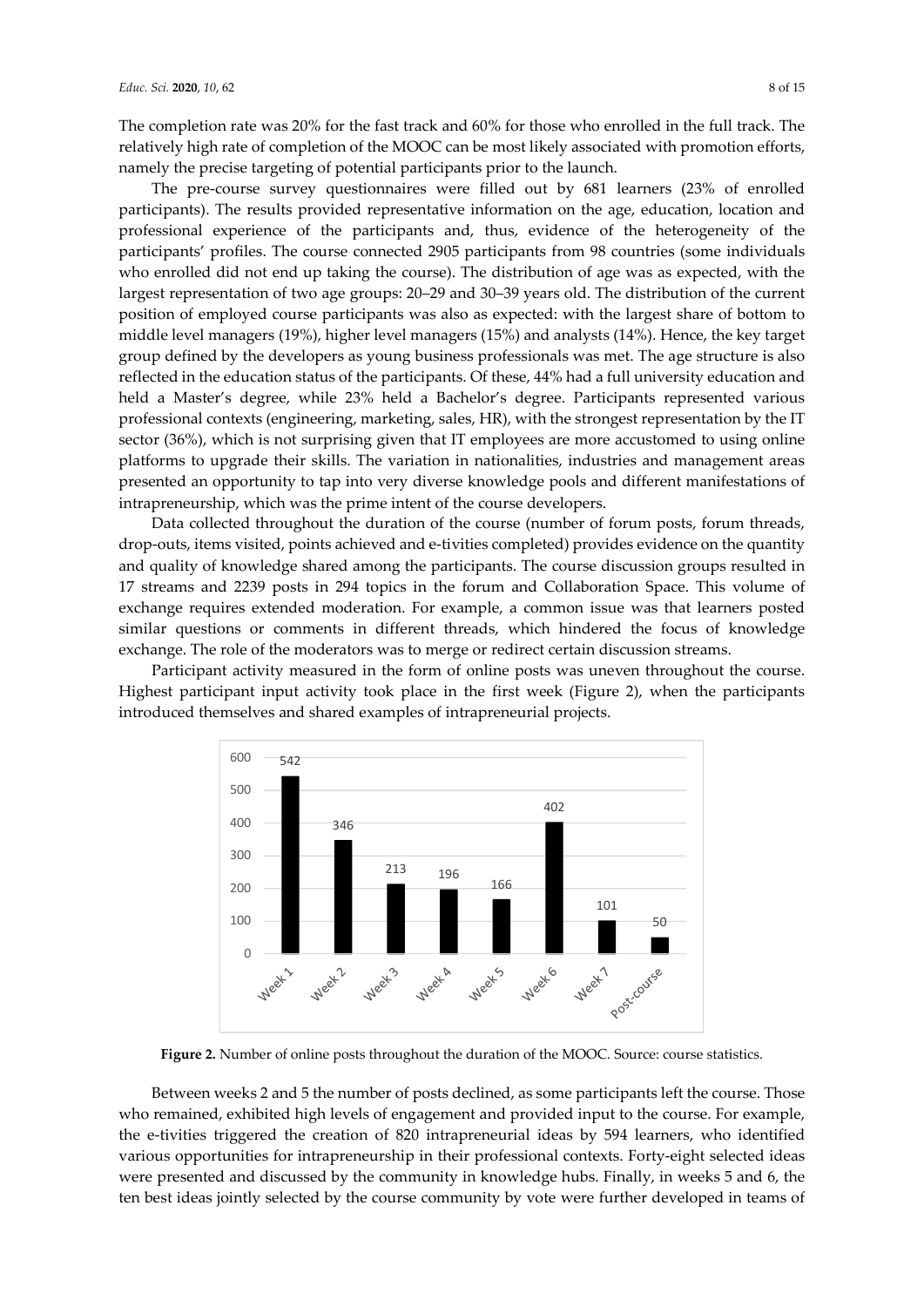The completion rate was 20% for the fast track and 60% for those who enrolled in the full track. The relatively high rate of completion of the MOOC can be most likely associated with promotion efforts, namely the precise targeting of potential participants prior to the launch.

The pre-course survey questionnaires were filled out by 681 learners (23% of enrolled participants). The results provided representative information on the age, education, location and professional experience of the participants and, thus, evidence of the heterogeneity of the participants' profiles. The course connected 2905 participants from 98 countries (some individuals who enrolled did not end up taking the course). The distribution of age was as expected, with the largest representation of two age groups: 20–29 and 30–39 years old. The distribution of the current position of employed course participants was also as expected: with the largest share of bottom to middle level managers (19%), higher level managers (15%) and analysts (14%). Hence, the key target group defined by the developers as young business professionals was met. The age structure is also reflected in the education status of the participants. Of these, 44% had a full university education and held a Master's degree, while 23% held a Bachelor's degree. Participants represented various professional contexts (engineering, marketing, sales, HR), with the strongest representation by the IT sector (36%), which is not surprising given that IT employees are more accustomed to using online platforms to upgrade their skills. The variation in nationalities, industries and management areas presented an opportunity to tap into very diverse knowledge pools and different manifestations of intrapreneurship, which was the prime intent of the course developers.

Data collected throughout the duration of the course (number of forum posts, forum threads, drop-outs, items visited, points achieved and e-tivities completed) provides evidence on the quantity and quality of knowledge shared among the participants. The course discussion groups resulted in 17 streams and 2239 posts in 294 topics in the forum and Collaboration Space. This volume of exchange requires extended moderation. For example, a common issue was that learners posted similar questions or comments in different threads, which hindered the focus of knowledge exchange. The role of the moderators was to merge or redirect certain discussion streams.

Participant activity measured in the form of online posts was uneven throughout the course. Highest participant input activity took place in the first week (Figure 2), when the participants introduced themselves and shared examples of intrapreneurial projects.

| Period | Number of posts |
| --- | --- |
| Week 1 | 542 |
| Week 2 | 346 |
| Week 3 | 213 |
| Week 4 | 196 |
| Week 5 | 166 |
| Week 6 | 402 |
| Week 7 | 101 |
| Post-course | 50 |

**Figure 2.** Number of online posts throughout the duration of the MOOC. Source: course statistics.

Between weeks 2 and 5 the number of posts declined, as some participants left the course. Those who remained, exhibited high levels of engagement and provided input to the course. For example, the e-tivities triggered the creation of 820 intrapreneurial ideas by 594 learners, who identified various opportunities for intrapreneurship in their professional contexts. Forty-eight selected ideas were presented and discussed by the community in knowledge hubs. Finally, in weeks 5 and 6, the ten best ideas jointly selected by the course community by vote were further developed in teams of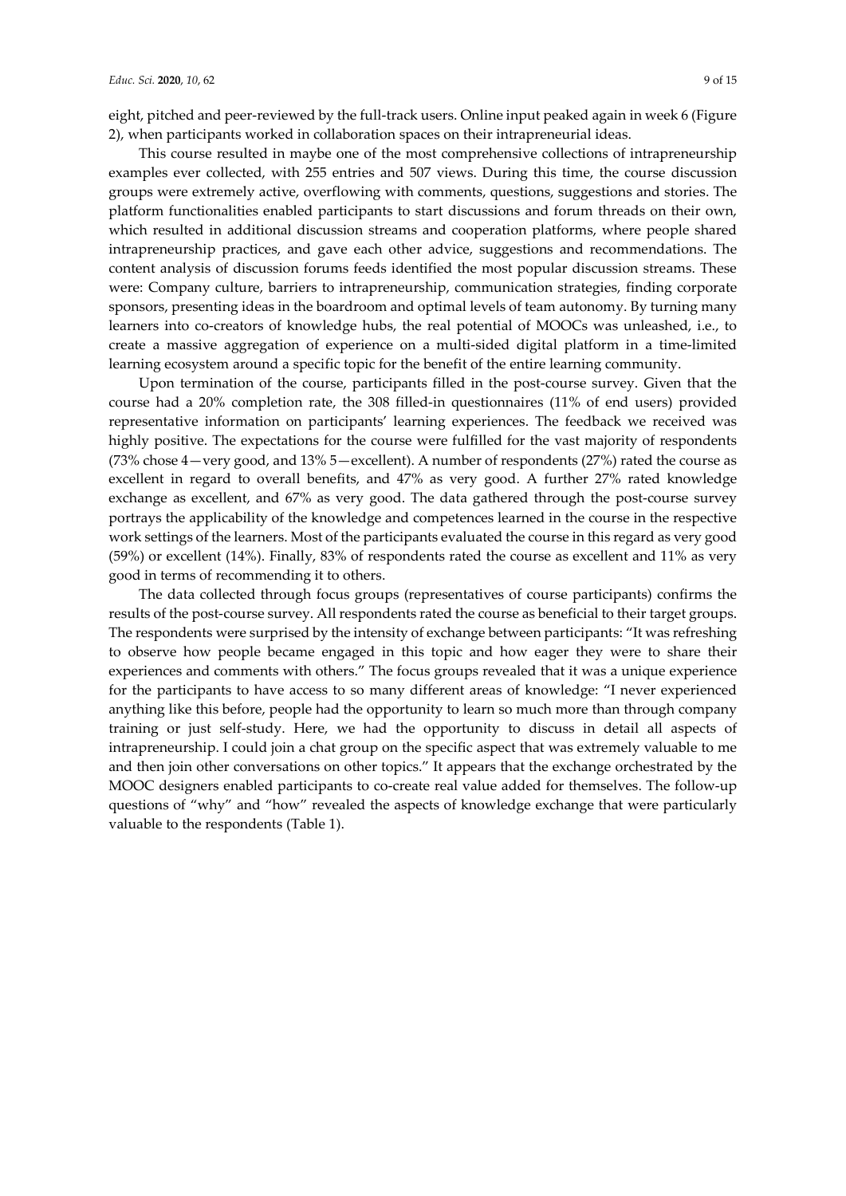eight, pitched and peer-reviewed by the full-track users. Online input peaked again in week 6 (Figure 2), when participants worked in collaboration spaces on their intrapreneurial ideas.

This course resulted in maybe one of the most comprehensive collections of intrapreneurship examples ever collected, with 255 entries and 507 views. During this time, the course discussion groups were extremely active, overflowing with comments, questions, suggestions and stories. The platform functionalities enabled participants to start discussions and forum threads on their own, which resulted in additional discussion streams and cooperation platforms, where people shared intrapreneurship practices, and gave each other advice, suggestions and recommendations. The content analysis of discussion forums feeds identified the most popular discussion streams. These were: Company culture, barriers to intrapreneurship, communication strategies, finding corporate sponsors, presenting ideas in the boardroom and optimal levels of team autonomy. By turning many learners into co-creators of knowledge hubs, the real potential of MOOCs was unleashed, i.e., to create a massive aggregation of experience on a multi-sided digital platform in a time-limited learning ecosystem around a specific topic for the benefit of the entire learning community.

Upon termination of the course, participants filled in the post-course survey. Given that the course had a 20% completion rate, the 308 filled-in questionnaires (11% of end users) provided representative information on participants' learning experiences. The feedback we received was highly positive. The expectations for the course were fulfilled for the vast majority of respondents (73% chose 4—very good, and 13% 5—excellent). A number of respondents (27%) rated the course as excellent in regard to overall benefits, and 47% as very good. A further 27% rated knowledge exchange as excellent, and 67% as very good. The data gathered through the post-course survey portrays the applicability of the knowledge and competences learned in the course in the respective work settings of the learners. Most of the participants evaluated the course in this regard as very good (59%) or excellent (14%). Finally, 83% of respondents rated the course as excellent and 11% as very good in terms of recommending it to others.

The data collected through focus groups (representatives of course participants) confirms the results of the post-course survey. All respondents rated the course as beneficial to their target groups. The respondents were surprised by the intensity of exchange between participants: "It was refreshing to observe how people became engaged in this topic and how eager they were to share their experiences and comments with others." The focus groups revealed that it was a unique experience for the participants to have access to so many different areas of knowledge: "I never experienced anything like this before, people had the opportunity to learn so much more than through company training or just self-study. Here, we had the opportunity to discuss in detail all aspects of intrapreneurship. I could join a chat group on the specific aspect that was extremely valuable to me and then join other conversations on other topics." It appears that the exchange orchestrated by the MOOC designers enabled participants to co-create real value added for themselves. The follow-up questions of "why" and "how" revealed the aspects of knowledge exchange that were particularly valuable to the respondents (Table 1).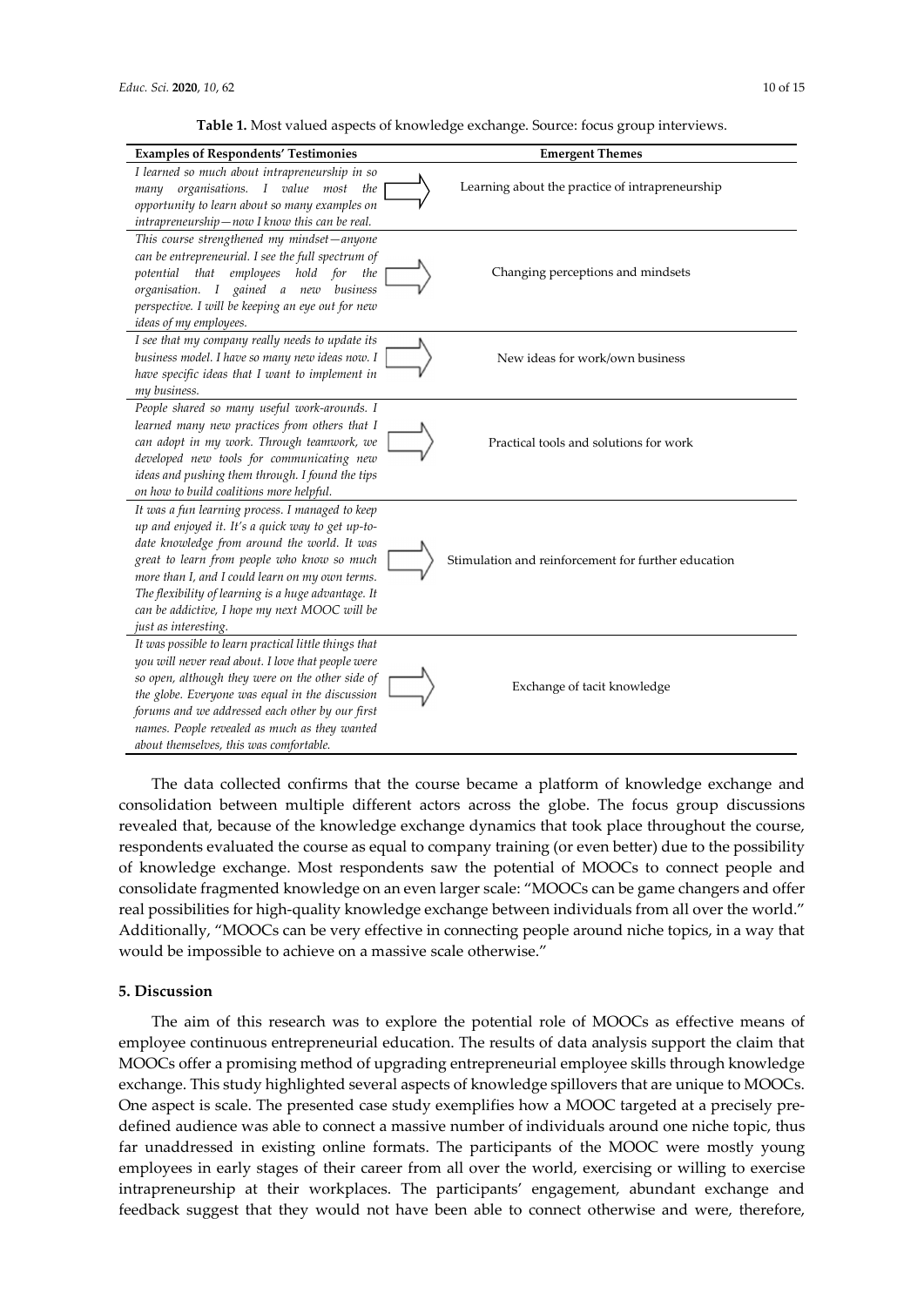**Table 1.** Most valued aspects of knowledge exchange. Source: focus group interviews.

| Examples of Respondents' Testimonies | Emergent Themes |
| --- | --- |
| *I learned so much about intrapreneurship in so many organisations. I value most the opportunity to learn about so many examples on intrapreneurship—now I know this can be real.* | Learning about the practice of intrapreneurship |
| *This course strengthened my mindset—anyone can be entrepreneurial. I see the full spectrum of potential that employees hold for the organisation. I gained a new business perspective. I will be keeping an eye out for new ideas of my employees.* | Changing perceptions and mindsets |
| *I see that my company really needs to update its business model. I have so many new ideas now. I have specific ideas that I want to implement in my business.* | New ideas for work/own business |
| *People shared so many useful work-arounds. I learned many new practices from others that I can adopt in my work. Through teamwork, we developed new tools for communicating new ideas and pushing them through. I found the tips on how to build coalitions more helpful.* | Practical tools and solutions for work |
| *It was a fun learning process. I managed to keep up and enjoyed it. It's a quick way to get up-to-date knowledge from around the world. It was great to learn from people who know so much more than I, and I could learn on my own terms. The flexibility of learning is a huge advantage. It can be addictive, I hope my next MOOC will be just as interesting.* | Stimulation and reinforcement for further education |
| *It was possible to learn practical little things that you will never read about. I love that people were so open, although they were on the other side of the globe. Everyone was equal in the discussion forums and we addressed each other by our first names. People revealed as much as they wanted about themselves, this was comfortable.* | Exchange of tacit knowledge |

The data collected confirms that the course became a platform of knowledge exchange and consolidation between multiple different actors across the globe. The focus group discussions revealed that, because of the knowledge exchange dynamics that took place throughout the course, respondents evaluated the course as equal to company training (or even better) due to the possibility of knowledge exchange. Most respondents saw the potential of MOOCs to connect people and consolidate fragmented knowledge on an even larger scale: "MOOCs can be game changers and offer real possibilities for high-quality knowledge exchange between individuals from all over the world." Additionally, "MOOCs can be very effective in connecting people around niche topics, in a way that would be impossible to achieve on a massive scale otherwise."

## 5. Discussion

The aim of this research was to explore the potential role of MOOCs as effective means of employee continuous entrepreneurial education. The results of data analysis support the claim that MOOCs offer a promising method of upgrading entrepreneurial employee skills through knowledge exchange. This study highlighted several aspects of knowledge spillovers that are unique to MOOCs. One aspect is scale. The presented case study exemplifies how a MOOC targeted at a precisely pre-defined audience was able to connect a massive number of individuals around one niche topic, thus far unaddressed in existing online formats. The participants of the MOOC were mostly young employees in early stages of their career from all over the world, exercising or willing to exercise intrapreneurship at their workplaces. The participants' engagement, abundant exchange and feedback suggest that they would not have been able to connect otherwise and were, therefore,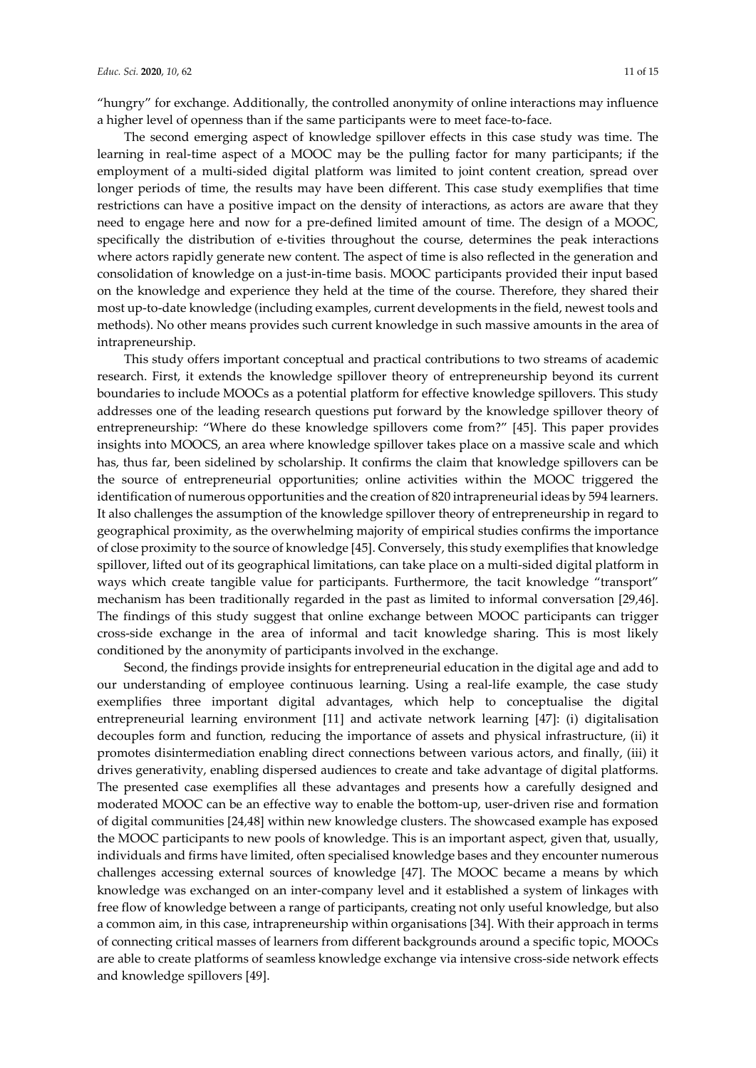"hungry" for exchange. Additionally, the controlled anonymity of online interactions may influence a higher level of openness than if the same participants were to meet face-to-face.

The second emerging aspect of knowledge spillover effects in this case study was time. The learning in real-time aspect of a MOOC may be the pulling factor for many participants; if the employment of a multi-sided digital platform was limited to joint content creation, spread over longer periods of time, the results may have been different. This case study exemplifies that time restrictions can have a positive impact on the density of interactions, as actors are aware that they need to engage here and now for a pre-defined limited amount of time. The design of a MOOC, specifically the distribution of e-tivities throughout the course, determines the peak interactions where actors rapidly generate new content. The aspect of time is also reflected in the generation and consolidation of knowledge on a just-in-time basis. MOOC participants provided their input based on the knowledge and experience they held at the time of the course. Therefore, they shared their most up-to-date knowledge (including examples, current developments in the field, newest tools and methods). No other means provides such current knowledge in such massive amounts in the area of intrapreneurship.

This study offers important conceptual and practical contributions to two streams of academic research. First, it extends the knowledge spillover theory of entrepreneurship beyond its current boundaries to include MOOCs as a potential platform for effective knowledge spillovers. This study addresses one of the leading research questions put forward by the knowledge spillover theory of entrepreneurship: "Where do these knowledge spillovers come from?" [45]. This paper provides insights into MOOCS, an area where knowledge spillover takes place on a massive scale and which has, thus far, been sidelined by scholarship. It confirms the claim that knowledge spillovers can be the source of entrepreneurial opportunities; online activities within the MOOC triggered the identification of numerous opportunities and the creation of 820 intrapreneurial ideas by 594 learners. It also challenges the assumption of the knowledge spillover theory of entrepreneurship in regard to geographical proximity, as the overwhelming majority of empirical studies confirms the importance of close proximity to the source of knowledge [45]. Conversely, this study exemplifies that knowledge spillover, lifted out of its geographical limitations, can take place on a multi-sided digital platform in ways which create tangible value for participants. Furthermore, the tacit knowledge "transport" mechanism has been traditionally regarded in the past as limited to informal conversation [29,46]. The findings of this study suggest that online exchange between MOOC participants can trigger cross-side exchange in the area of informal and tacit knowledge sharing. This is most likely conditioned by the anonymity of participants involved in the exchange.

Second, the findings provide insights for entrepreneurial education in the digital age and add to our understanding of employee continuous learning. Using a real-life example, the case study exemplifies three important digital advantages, which help to conceptualise the digital entrepreneurial learning environment [11] and activate network learning [47]: (i) digitalisation decouples form and function, reducing the importance of assets and physical infrastructure, (ii) it promotes disintermediation enabling direct connections between various actors, and finally, (iii) it drives generativity, enabling dispersed audiences to create and take advantage of digital platforms. The presented case exemplifies all these advantages and presents how a carefully designed and moderated MOOC can be an effective way to enable the bottom-up, user-driven rise and formation of digital communities [24,48] within new knowledge clusters. The showcased example has exposed the MOOC participants to new pools of knowledge. This is an important aspect, given that, usually, individuals and firms have limited, often specialised knowledge bases and they encounter numerous challenges accessing external sources of knowledge [47]. The MOOC became a means by which knowledge was exchanged on an inter-company level and it established a system of linkages with free flow of knowledge between a range of participants, creating not only useful knowledge, but also a common aim, in this case, intrapreneurship within organisations [34]. With their approach in terms of connecting critical masses of learners from different backgrounds around a specific topic, MOOCs are able to create platforms of seamless knowledge exchange via intensive cross-side network effects and knowledge spillovers [49].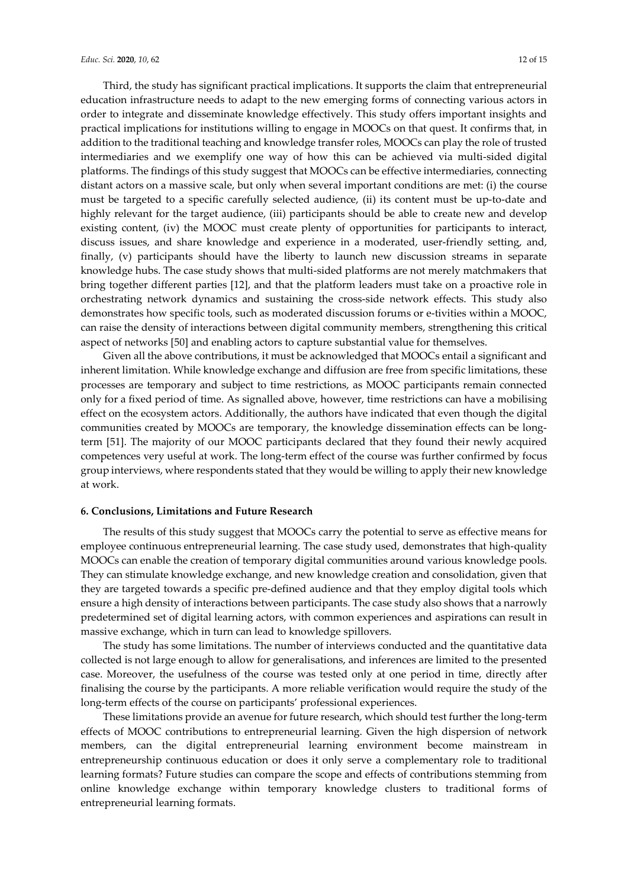Third, the study has significant practical implications. It supports the claim that entrepreneurial education infrastructure needs to adapt to the new emerging forms of connecting various actors in order to integrate and disseminate knowledge effectively. This study offers important insights and practical implications for institutions willing to engage in MOOCs on that quest. It confirms that, in addition to the traditional teaching and knowledge transfer roles, MOOCs can play the role of trusted intermediaries and we exemplify one way of how this can be achieved via multi-sided digital platforms. The findings of this study suggest that MOOCs can be effective intermediaries, connecting distant actors on a massive scale, but only when several important conditions are met: (i) the course must be targeted to a specific carefully selected audience, (ii) its content must be up-to-date and highly relevant for the target audience, (iii) participants should be able to create new and develop existing content, (iv) the MOOC must create plenty of opportunities for participants to interact, discuss issues, and share knowledge and experience in a moderated, user-friendly setting, and, finally, (v) participants should have the liberty to launch new discussion streams in separate knowledge hubs. The case study shows that multi-sided platforms are not merely matchmakers that bring together different parties [12], and that the platform leaders must take on a proactive role in orchestrating network dynamics and sustaining the cross-side network effects. This study also demonstrates how specific tools, such as moderated discussion forums or e-tivities within a MOOC, can raise the density of interactions between digital community members, strengthening this critical aspect of networks [50] and enabling actors to capture substantial value for themselves.

Given all the above contributions, it must be acknowledged that MOOCs entail a significant and inherent limitation. While knowledge exchange and diffusion are free from specific limitations, these processes are temporary and subject to time restrictions, as MOOC participants remain connected only for a fixed period of time. As signalled above, however, time restrictions can have a mobilising effect on the ecosystem actors. Additionally, the authors have indicated that even though the digital communities created by MOOCs are temporary, the knowledge dissemination effects can be long-term [51]. The majority of our MOOC participants declared that they found their newly acquired competences very useful at work. The long-term effect of the course was further confirmed by focus group interviews, where respondents stated that they would be willing to apply their new knowledge at work.

## 6. Conclusions, Limitations and Future Research

The results of this study suggest that MOOCs carry the potential to serve as effective means for employee continuous entrepreneurial learning. The case study used, demonstrates that high-quality MOOCs can enable the creation of temporary digital communities around various knowledge pools. They can stimulate knowledge exchange, and new knowledge creation and consolidation, given that they are targeted towards a specific pre-defined audience and that they employ digital tools which ensure a high density of interactions between participants. The case study also shows that a narrowly predetermined set of digital learning actors, with common experiences and aspirations can result in massive exchange, which in turn can lead to knowledge spillovers.

The study has some limitations. The number of interviews conducted and the quantitative data collected is not large enough to allow for generalisations, and inferences are limited to the presented case. Moreover, the usefulness of the course was tested only at one period in time, directly after finalising the course by the participants. A more reliable verification would require the study of the long-term effects of the course on participants' professional experiences.

These limitations provide an avenue for future research, which should test further the long-term effects of MOOC contributions to entrepreneurial learning. Given the high dispersion of network members, can the digital entrepreneurial learning environment become mainstream in entrepreneurship continuous education or does it only serve a complementary role to traditional learning formats? Future studies can compare the scope and effects of contributions stemming from online knowledge exchange within temporary knowledge clusters to traditional forms of entrepreneurial learning formats.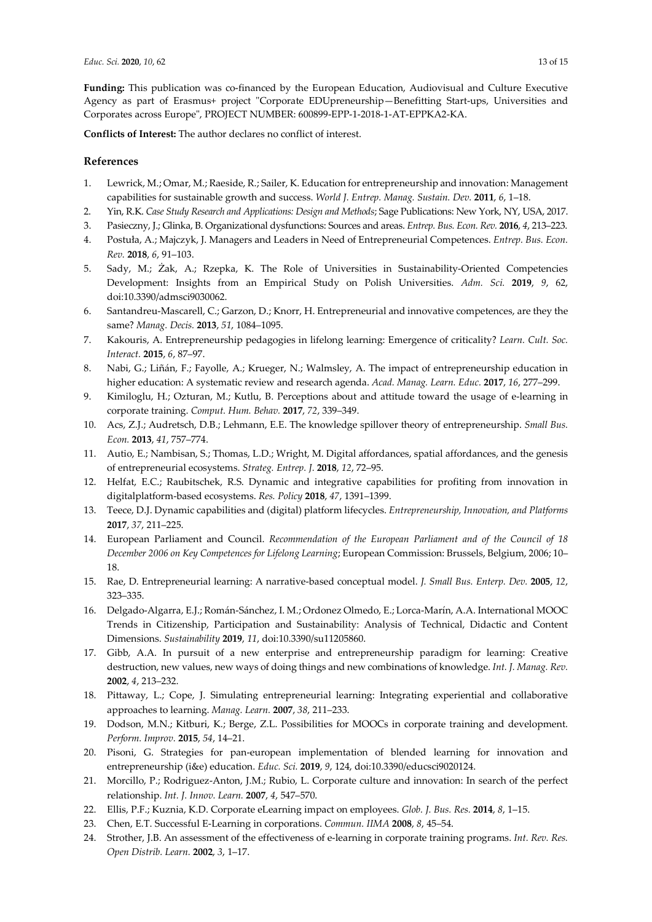**Funding:** This publication was co-financed by the European Education, Audiovisual and Culture Executive Agency as part of Erasmus+ project "Corporate EDUpreneurship—Benefitting Start-ups, Universities and Corporates across Europe", PROJECT NUMBER: 600899-EPP-1-2018-1-AT-EPPKA2-KA.

**Conflicts of Interest:** The author declares no conflict of interest.

## References

1. Lewrick, M.; Omar, M.; Raeside, R.; Sailer, K. Education for entrepreneurship and innovation: Management capabilities for sustainable growth and success. *World J. Entrep. Manag. Sustain. Dev.* **2011**, *6*, 1–18.
2. Yin, R.K. *Case Study Research and Applications: Design and Methods*; Sage Publications: New York, NY, USA, 2017.
3. Pasieczny, J.; Glinka, B. Organizational dysfunctions: Sources and areas. *Entrep. Bus. Econ. Rev.* **2016**, *4*, 213–223.
4. Postuła, A.; Majczyk, J. Managers and Leaders in Need of Entrepreneurial Competences. *Entrep. Bus. Econ. Rev.* **2018**, *6*, 91–103.
5. Sady, M.; Żak, A.; Rzepka, K. The Role of Universities in Sustainability-Oriented Competencies Development: Insights from an Empirical Study on Polish Universities. *Adm. Sci.* **2019**, *9*, 62, doi:10.3390/admsci9030062.
6. Santandreu-Mascarell, C.; Garzon, D.; Knorr, H. Entrepreneurial and innovative competences, are they the same? *Manag. Decis.* **2013**, *51*, 1084–1095.
7. Kakouris, A. Entrepreneurship pedagogies in lifelong learning: Emergence of criticality? *Learn. Cult. Soc. Interact.* **2015**, *6*, 87–97.
8. Nabi, G.; Liñán, F.; Fayolle, A.; Krueger, N.; Walmsley, A. The impact of entrepreneurship education in higher education: A systematic review and research agenda. *Acad. Manag. Learn. Educ.* **2017**, *16*, 277–299.
9. Kimiloglu, H.; Ozturan, M.; Kutlu, B. Perceptions about and attitude toward the usage of e-learning in corporate training. *Comput. Hum. Behav.* **2017**, *72*, 339–349.
10. Acs, Z.J.; Audretsch, D.B.; Lehmann, E.E. The knowledge spillover theory of entrepreneurship. *Small Bus. Econ.* **2013**, *41*, 757–774.
11. Autio, E.; Nambisan, S.; Thomas, L.D.; Wright, M. Digital affordances, spatial affordances, and the genesis of entrepreneurial ecosystems. *Strateg. Entrep. J.* **2018**, *12*, 72–95.
12. Helfat, E.C.; Raubitschek, R.S. Dynamic and integrative capabilities for profiting from innovation in digitalplatform-based ecosystems. *Res. Policy* **2018**, *47*, 1391–1399.
13. Teece, D.J. Dynamic capabilities and (digital) platform lifecycles. *Entrepreneurship, Innovation, and Platforms* **2017**, *37*, 211–225.
14. European Parliament and Council. *Recommendation of the European Parliament and of the Council of 18 December 2006 on Key Competences for Lifelong Learning*; European Commission: Brussels, Belgium, 2006; 10–18.
15. Rae, D. Entrepreneurial learning: A narrative-based conceptual model. *J. Small Bus. Enterp. Dev.* **2005**, *12*, 323–335.
16. Delgado-Algarra, E.J.; Román-Sánchez, I. M.; Ordonez Olmedo, E.; Lorca-Marín, A.A. International MOOC Trends in Citizenship, Participation and Sustainability: Analysis of Technical, Didactic and Content Dimensions. *Sustainability* **2019**, *11*, doi:10.3390/su11205860.
17. Gibb, A.A. In pursuit of a new enterprise and entrepreneurship paradigm for learning: Creative destruction, new values, new ways of doing things and new combinations of knowledge. *Int. J. Manag. Rev.* **2002**, *4*, 213–232.
18. Pittaway, L.; Cope, J. Simulating entrepreneurial learning: Integrating experiential and collaborative approaches to learning. *Manag. Learn.* **2007**, *38*, 211–233.
19. Dodson, M.N.; Kitburi, K.; Berge, Z.L. Possibilities for MOOCs in corporate training and development. *Perform. Improv.* **2015**, *54*, 14–21.
20. Pisoni, G. Strategies for pan-european implementation of blended learning for innovation and entrepreneurship (i&e) education. *Educ. Sci.* **2019**, *9*, 124, doi:10.3390/educsci9020124.
21. Morcillo, P.; Rodriguez-Anton, J.M.; Rubio, L. Corporate culture and innovation: In search of the perfect relationship. *Int. J. Innov. Learn.* **2007**, *4*, 547–570.
22. Ellis, P.F.; Kuznia, K.D. Corporate eLearning impact on employees. *Glob. J. Bus. Res.* **2014**, *8*, 1–15.
23. Chen, E.T. Successful E-Learning in corporations. *Commun. IIMA* **2008**, *8*, 45–54.
24. Strother, J.B. An assessment of the effectiveness of e-learning in corporate training programs. *Int. Rev. Res. Open Distrib. Learn.* **2002**, *3*, 1–17.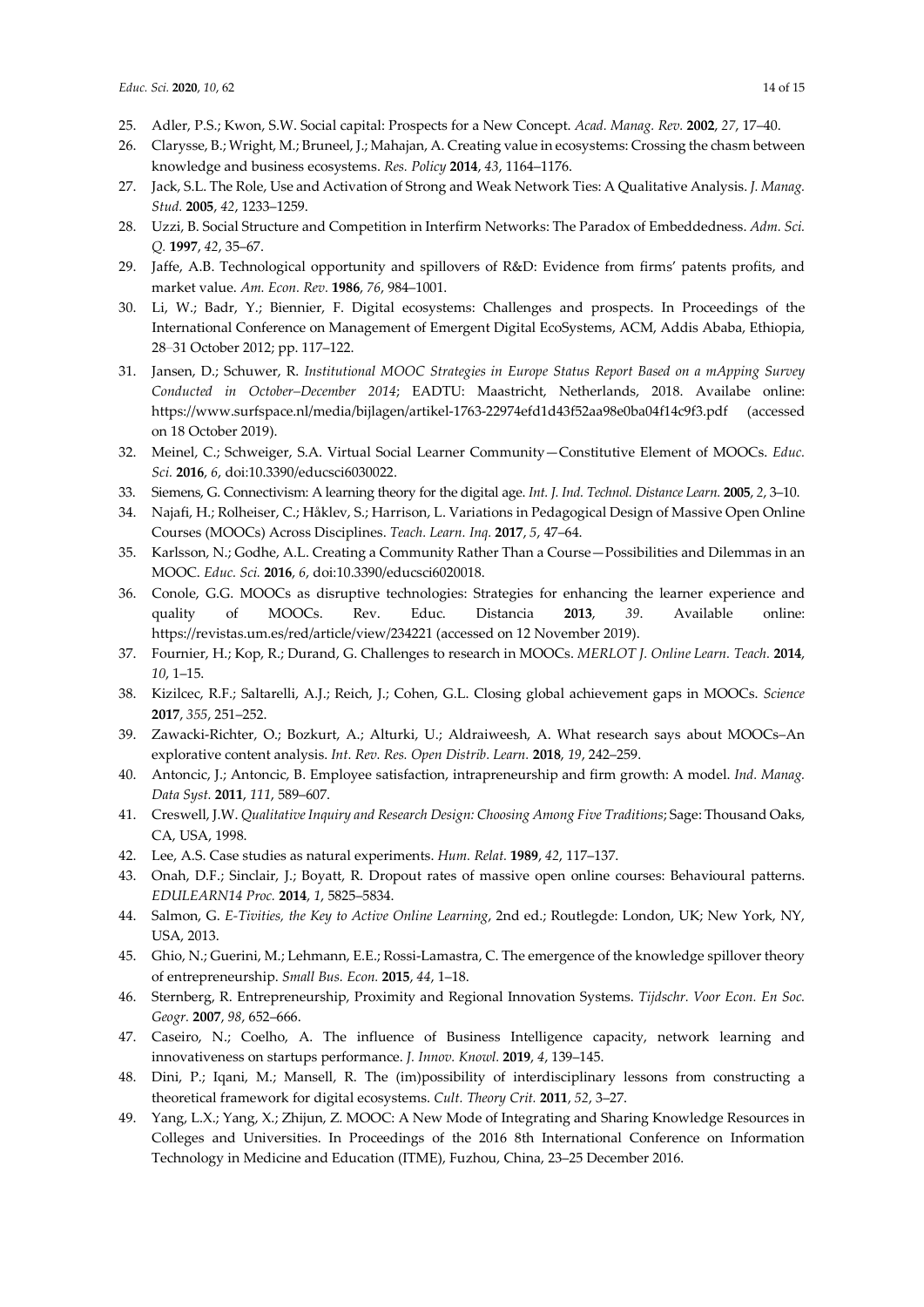25. Adler, P.S.; Kwon, S.W. Social capital: Prospects for a New Concept. *Acad. Manag. Rev.* **2002**, *27*, 17–40.
26. Clarysse, B.; Wright, M.; Bruneel, J.; Mahajan, A. Creating value in ecosystems: Crossing the chasm between knowledge and business ecosystems. *Res. Policy* **2014**, *43*, 1164–1176.
27. Jack, S.L. The Role, Use and Activation of Strong and Weak Network Ties: A Qualitative Analysis. *J. Manag. Stud.* **2005**, *42*, 1233–1259.
28. Uzzi, B. Social Structure and Competition in Interfirm Networks: The Paradox of Embeddedness. *Adm. Sci. Q.* **1997**, *42*, 35–67.
29. Jaffe, A.B. Technological opportunity and spillovers of R&D: Evidence from firms' patents profits, and market value. *Am. Econ. Rev.* **1986**, *76*, 984–1001.
30. Li, W.; Badr, Y.; Biennier, F. Digital ecosystems: Challenges and prospects. In Proceedings of the International Conference on Management of Emergent Digital EcoSystems, ACM, Addis Ababa, Ethiopia, 28–31 October 2012; pp. 117–122.
31. Jansen, D.; Schuwer, R. *Institutional MOOC Strategies in Europe Status Report Based on a mApping Survey Conducted in October–December 2014*; EADTU: Maastricht, Netherlands, 2018. Availabe online: https://www.surfspace.nl/media/bijlagen/artikel-1763-22974efd1d43f52aa98e0ba04f14c9f3.pdf (accessed on 18 October 2019).
32. Meinel, C.; Schweiger, S.A. Virtual Social Learner Community—Constitutive Element of MOOCs. *Educ. Sci.* **2016**, *6*, doi:10.3390/educsci6030022.
33. Siemens, G. Connectivism: A learning theory for the digital age. *Int. J. Ind. Technol. Distance Learn.* **2005**, *2*, 3–10.
34. Najafi, H.; Rolheiser, C.; Håklev, S.; Harrison, L. Variations in Pedagogical Design of Massive Open Online Courses (MOOCs) Across Disciplines. *Teach. Learn. Inq.* **2017**, *5*, 47–64.
35. Karlsson, N.; Godhe, A.L. Creating a Community Rather Than a Course—Possibilities and Dilemmas in an MOOC. *Educ. Sci.* **2016**, *6*, doi:10.3390/educsci6020018.
36. Conole, G.G. MOOCs as disruptive technologies: Strategies for enhancing the learner experience and quality of MOOCs. Rev. Educ. Distancia **2013**, *39*. Available online: https://revistas.um.es/red/article/view/234221 (accessed on 12 November 2019).
37. Fournier, H.; Kop, R.; Durand, G. Challenges to research in MOOCs. *MERLOT J. Online Learn. Teach.* **2014**, *10*, 1–15.
38. Kizilcec, R.F.; Saltarelli, A.J.; Reich, J.; Cohen, G.L. Closing global achievement gaps in MOOCs. *Science* **2017**, *355*, 251–252.
39. Zawacki-Richter, O.; Bozkurt, A.; Alturki, U.; Aldraiweesh, A. What research says about MOOCs–An explorative content analysis. *Int. Rev. Res. Open Distrib. Learn.* **2018**, *19*, 242–259.
40. Antoncic, J.; Antoncic, B. Employee satisfaction, intrapreneurship and firm growth: A model. *Ind. Manag. Data Syst.* **2011**, *111*, 589–607.
41. Creswell, J.W. *Qualitative Inquiry and Research Design: Choosing Among Five Traditions*; Sage: Thousand Oaks, CA, USA, 1998.
42. Lee, A.S. Case studies as natural experiments. *Hum. Relat.* **1989**, *42*, 117–137.
43. Onah, D.F.; Sinclair, J.; Boyatt, R. Dropout rates of massive open online courses: Behavioural patterns. *EDULEARN14 Proc.* **2014**, *1*, 5825–5834.
44. Salmon, G. *E-Tivities, the Key to Active Online Learning*, 2nd ed.; Routlegde: London, UK; New York, NY, USA, 2013.
45. Ghio, N.; Guerini, M.; Lehmann, E.E.; Rossi-Lamastra, C. The emergence of the knowledge spillover theory of entrepreneurship. *Small Bus. Econ.* **2015**, *44*, 1–18.
46. Sternberg, R. Entrepreneurship, Proximity and Regional Innovation Systems. *Tijdschr. Voor Econ. En Soc. Geogr.* **2007**, *98*, 652–666.
47. Caseiro, N.; Coelho, A. The influence of Business Intelligence capacity, network learning and innovativeness on startups performance. *J. Innov. Knowl.* **2019**, *4*, 139–145.
48. Dini, P.; Iqani, M.; Mansell, R. The (im)possibility of interdisciplinary lessons from constructing a theoretical framework for digital ecosystems. *Cult. Theory Crit.* **2011**, *52*, 3–27.
49. Yang, L.X.; Yang, X.; Zhijun, Z. MOOC: A New Mode of Integrating and Sharing Knowledge Resources in Colleges and Universities. In Proceedings of the 2016 8th International Conference on Information Technology in Medicine and Education (ITME), Fuzhou, China, 23–25 December 2016.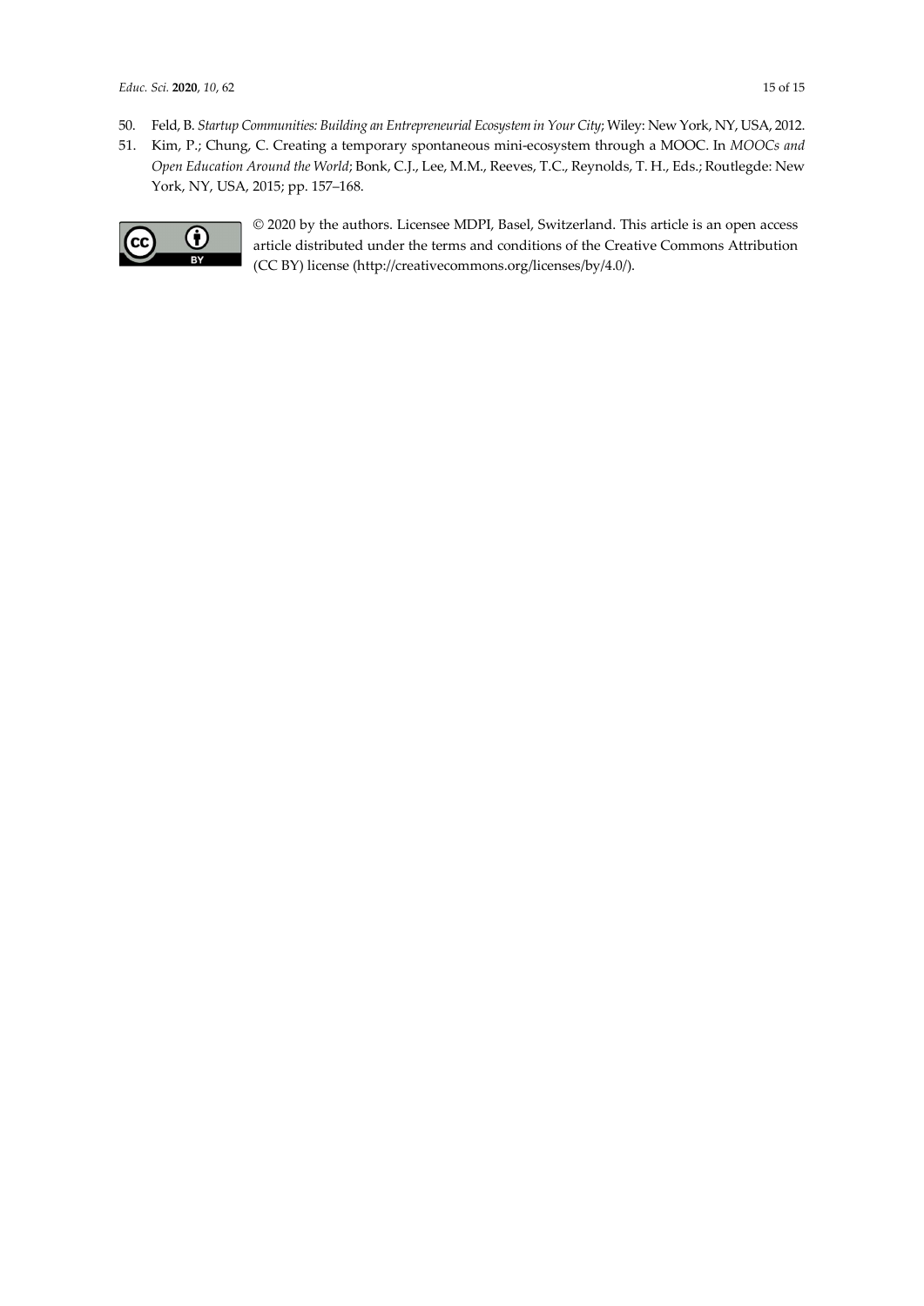50. Feld, B. *Startup Communities: Building an Entrepreneurial Ecosystem in Your City*; Wiley: New York, NY, USA, 2012.
51. Kim, P.; Chung, C. Creating a temporary spontaneous mini-ecosystem through a MOOC. In *MOOCs and Open Education Around the World*; Bonk, C.J., Lee, M.M., Reeves, T.C., Reynolds, T. H., Eds.; Routlegde: New York, NY, USA, 2015; pp. 157–168.

© 2020 by the authors. Licensee MDPI, Basel, Switzerland. This article is an open access article distributed under the terms and conditions of the Creative Commons Attribution (CC BY) license (http://creativecommons.org/licenses/by/4.0/).